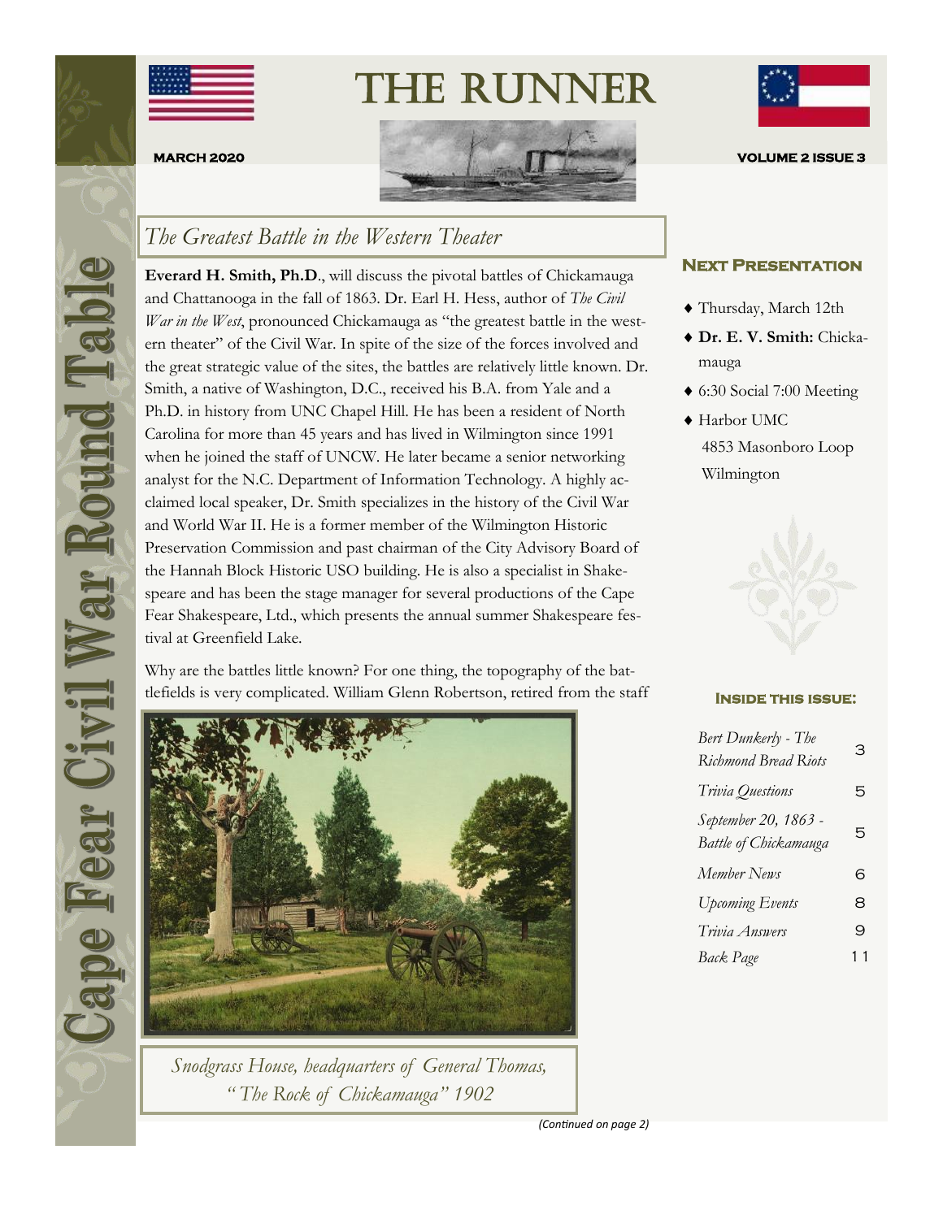# THE RUNNER

**MARCH 2020** **VOLUME 2 ISSUE 3**

Cape Fear Civil War Round Table

## *The Greatest Battle in the Western Theater*

**Everard H. Smith, Ph.D**., will discuss the pivotal battles of Chickamauga and Chattanooga in the fall of 1863. Dr. Earl H. Hess, author of *The Civil War in the West*, pronounced Chickamauga as "the greatest battle in the western theater" of the Civil War. In spite of the size of the forces involved and the great strategic value of the sites, the battles are relatively little known. Dr. Smith, a native of Washington, D.C., received his B.A. from Yale and a Ph.D. in history from UNC Chapel Hill. He has been a resident of North Carolina for more than 45 years and has lived in Wilmington since 1991 when he joined the staff of UNCW. He later became a senior networking analyst for the N.C. Department of Information Technology. A highly acclaimed local speaker, Dr. Smith specializes in the history of the Civil War and World War II. He is a former member of the Wilmington Historic Preservation Commission and past chairman of the City Advisory Board of the Hannah Block Historic USO building. He is also a specialist in Shakespeare and has been the stage manager for several productions of the Cape Fear Shakespeare, Ltd., which presents the annual summer Shakespeare festival at Greenfield Lake.

Why are the battles little known? For one thing, the topography of the battlefields is very complicated. William Glenn Robertson, retired from the staff

*Snodgrass House, headquarters of General Thomas, "The Rock of Chickamauga" 1902*

*(Continued on page 2)*

### Next Presentation

- Thursday, March 12th
- **Dr. E. V. Smith:** Chickamauga
- 6:30 Social 7:00 Meeting
- Harbor UMC
  4853 Masonboro Loop
  Wilmington

### Inside this issue:

| | |
|---|---|
| *Bert Dunkerly - The Richmond Bread Riots* | 3 |
| *Trivia Questions* | 5 |
| *September 20, 1863 - Battle of Chickamauga* | 5 |
| *Member News* | 6 |
| *Upcoming Events* | 8 |
| *Trivia Answers* | 9 |
| *Back Page* | 11 |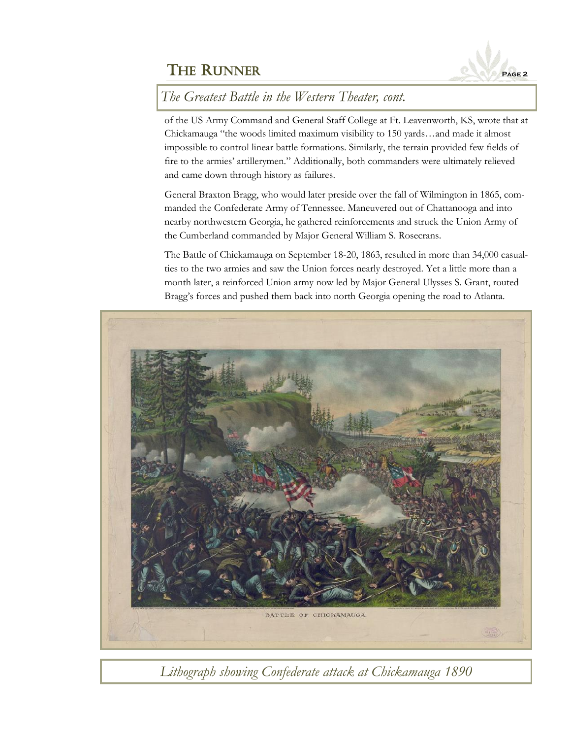## *The Greatest Battle in the Western Theater, cont.*

of the US Army Command and General Staff College at Ft. Leavenworth, KS, wrote that at Chickamauga "the woods limited maximum visibility to 150 yards…and made it almost impossible to control linear battle formations. Similarly, the terrain provided few fields of fire to the armies' artillerymen." Additionally, both commanders were ultimately relieved and came down through history as failures.

General Braxton Bragg, who would later preside over the fall of Wilmington in 1865, commanded the Confederate Army of Tennessee. Maneuvered out of Chattanooga and into nearby northwestern Georgia, he gathered reinforcements and struck the Union Army of the Cumberland commanded by Major General William S. Rosecrans.

The Battle of Chickamauga on September 18-20, 1863, resulted in more than 34,000 casualties to the two armies and saw the Union forces nearly destroyed. Yet a little more than a month later, a reinforced Union army now led by Major General Ulysses S. Grant, routed Bragg's forces and pushed them back into north Georgia opening the road to Atlanta.

BATTLE OF CHICKAMAUGA.

*Lithograph showing Confederate attack at Chickamauga 1890*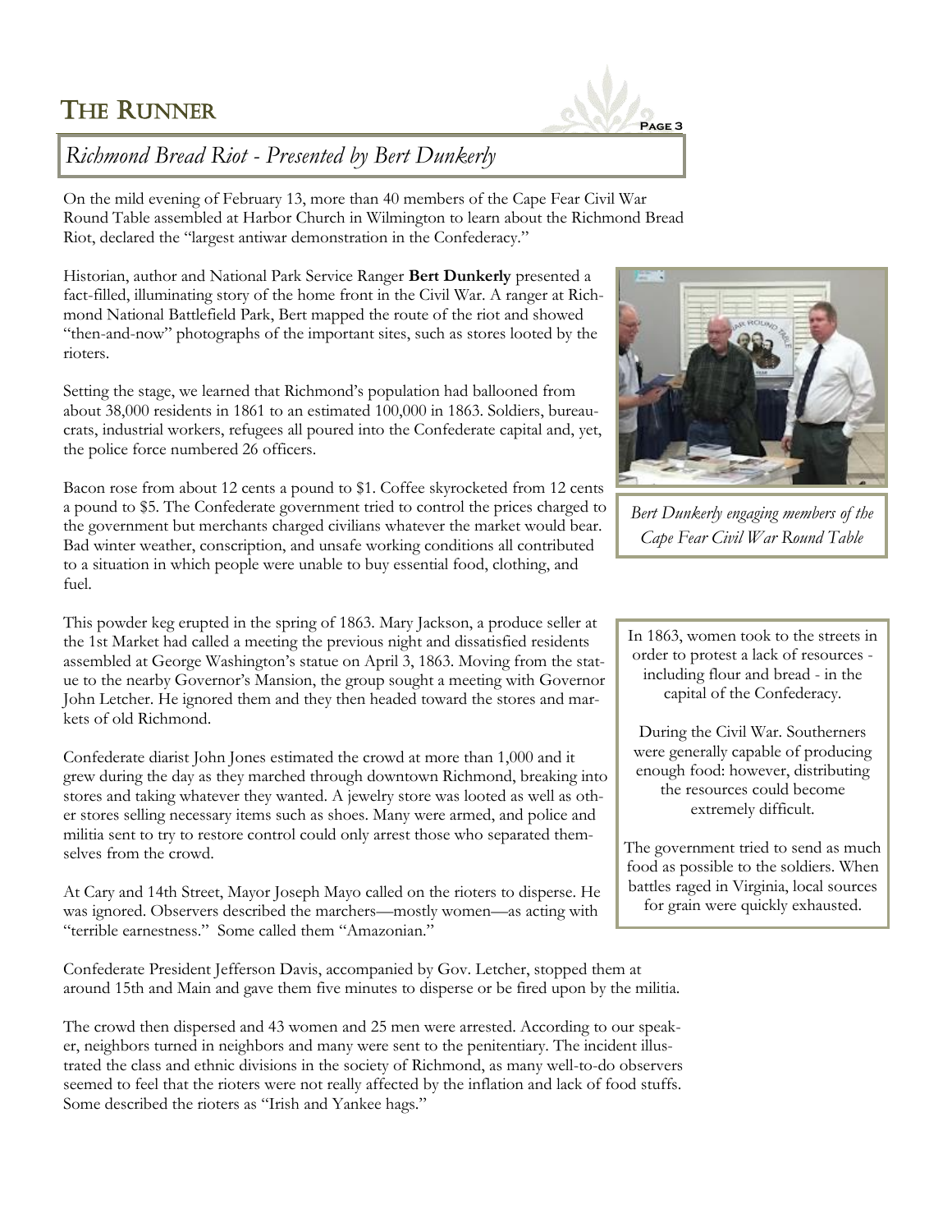## *Richmond Bread Riot - Presented by Bert Dunkerly*

On the mild evening of February 13, more than 40 members of the Cape Fear Civil War Round Table assembled at Harbor Church in Wilmington to learn about the Richmond Bread Riot, declared the "largest antiwar demonstration in the Confederacy."

Historian, author and National Park Service Ranger **Bert Dunkerly** presented a fact-filled, illuminating story of the home front in the Civil War. A ranger at Richmond National Battlefield Park, Bert mapped the route of the riot and showed "then-and-now" photographs of the important sites, such as stores looted by the rioters.

Setting the stage, we learned that Richmond's population had ballooned from about 38,000 residents in 1861 to an estimated 100,000 in 1863. Soldiers, bureaucrats, industrial workers, refugees all poured into the Confederate capital and, yet, the police force numbered 26 officers.

Bacon rose from about 12 cents a pound to $1. Coffee skyrocketed from 12 cents a pound to $5. The Confederate government tried to control the prices charged to the government but merchants charged civilians whatever the market would bear. Bad winter weather, conscription, and unsafe working conditions all contributed to a situation in which people were unable to buy essential food, clothing, and fuel.

This powder keg erupted in the spring of 1863. Mary Jackson, a produce seller at the 1st Market had called a meeting the previous night and dissatisfied residents assembled at George Washington's statue on April 3, 1863. Moving from the statue to the nearby Governor's Mansion, the group sought a meeting with Governor John Letcher. He ignored them and they then headed toward the stores and markets of old Richmond.

Confederate diarist John Jones estimated the crowd at more than 1,000 and it grew during the day as they marched through downtown Richmond, breaking into stores and taking whatever they wanted. A jewelry store was looted as well as other stores selling necessary items such as shoes. Many were armed, and police and militia sent to try to restore control could only arrest those who separated themselves from the crowd.

At Cary and 14th Street, Mayor Joseph Mayo called on the rioters to disperse. He was ignored. Observers described the marchers—mostly women—as acting with "terrible earnestness." Some called them "Amazonian."

Confederate President Jefferson Davis, accompanied by Gov. Letcher, stopped them at around 15th and Main and gave them five minutes to disperse or be fired upon by the militia.

The crowd then dispersed and 43 women and 25 men were arrested. According to our speaker, neighbors turned in neighbors and many were sent to the penitentiary. The incident illustrated the class and ethnic divisions in the society of Richmond, as many well-to-do observers seemed to feel that the rioters were not really affected by the inflation and lack of food stuffs. Some described the rioters as "Irish and Yankee hags."

*Bert Dunkerly engaging members of the Cape Fear Civil War Round Table*

In 1863, women took to the streets in order to protest a lack of resources - including flour and bread - in the capital of the Confederacy.

During the Civil War. Southerners were generally capable of producing enough food: however, distributing the resources could become extremely difficult.

The government tried to send as much food as possible to the soldiers. When battles raged in Virginia, local sources for grain were quickly exhausted.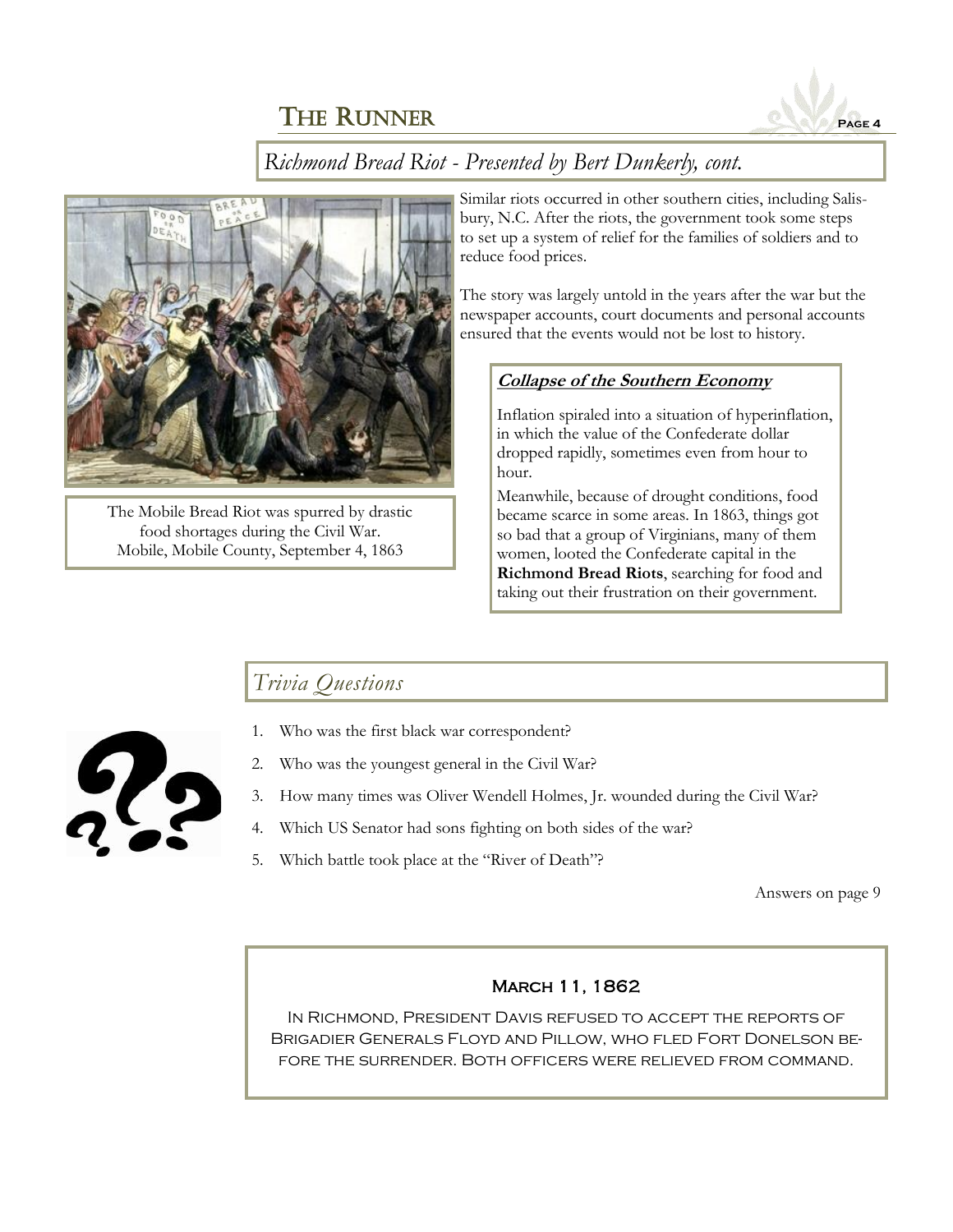## Richmond Bread Riot - Presented by Bert Dunkerly, cont.

The Mobile Bread Riot was spurred by drastic food shortages during the Civil War.
Mobile, Mobile County, September 4, 1863

Similar riots occurred in other southern cities, including Salisbury, N.C. After the riots, the government took some steps to set up a system of relief for the families of soldiers and to reduce food prices.

The story was largely untold in the years after the war but the newspaper accounts, court documents and personal accounts ensured that the events would not be lost to history.

### Collapse of the Southern Economy

Inflation spiraled into a situation of hyperinflation, in which the value of the Confederate dollar dropped rapidly, sometimes even from hour to hour.

Meanwhile, because of drought conditions, food became scarce in some areas. In 1863, things got so bad that a group of Virginians, many of them women, looted the Confederate capital in the **Richmond Bread Riots**, searching for food and taking out their frustration on their government.

## Trivia Questions

1. Who was the first black war correspondent?
2. Who was the youngest general in the Civil War?
3. How many times was Oliver Wendell Holmes, Jr. wounded during the Civil War?
4. Which US Senator had sons fighting on both sides of the war?
5. Which battle took place at the "River of Death"?

Answers on page 9

### March 11, 1862

In Richmond, President Davis refused to accept the reports of Brigadier Generals Floyd and Pillow, who fled Fort Donelson before the surrender. Both officers were relieved from command.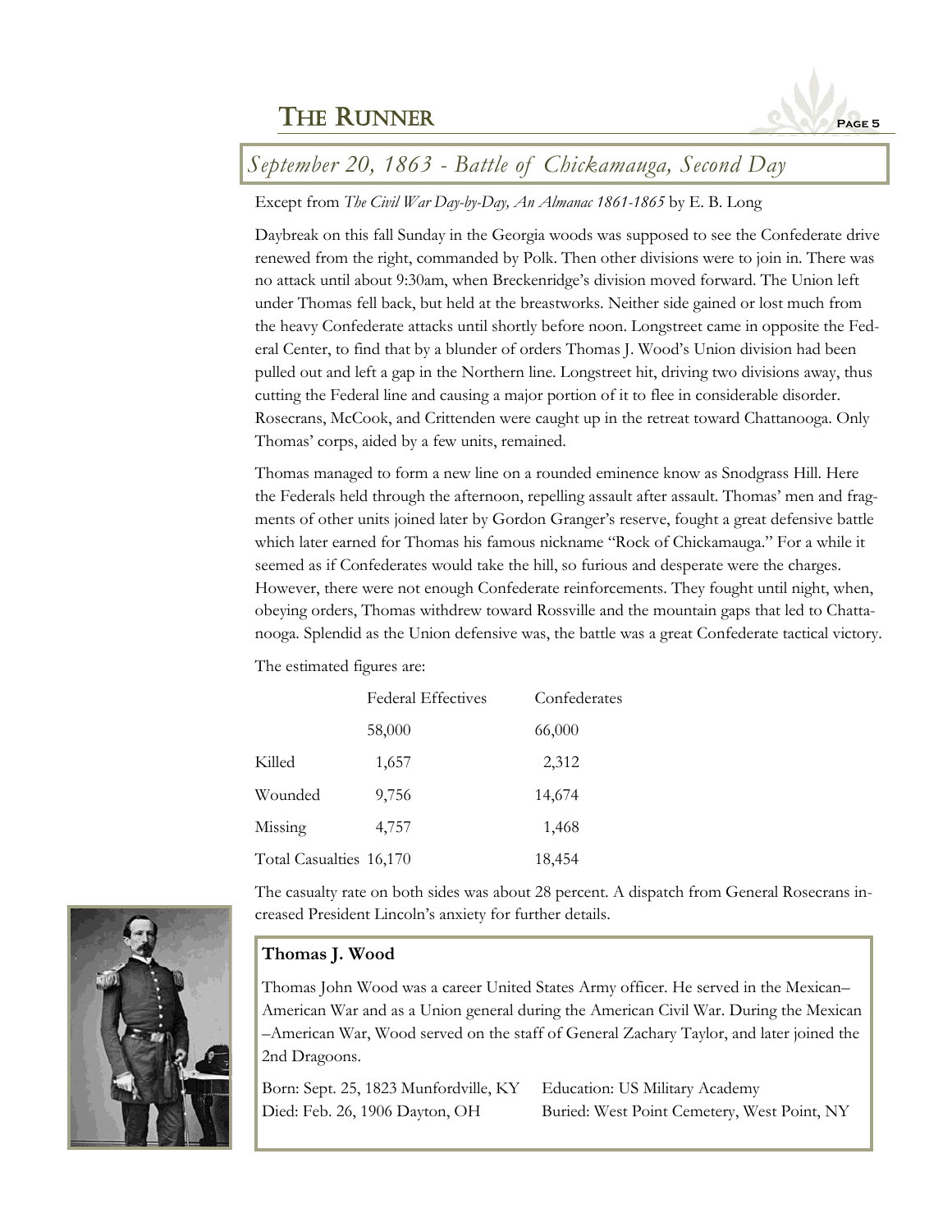## September 20, 1863 - Battle of Chickamauga, Second Day

Except from *The Civil War Day-by-Day, An Almanac 1861-1865* by E. B. Long

Daybreak on this fall Sunday in the Georgia woods was supposed to see the Confederate drive renewed from the right, commanded by Polk. Then other divisions were to join in. There was no attack until about 9:30am, when Breckenridge's division moved forward. The Union left under Thomas fell back, but held at the breastworks. Neither side gained or lost much from the heavy Confederate attacks until shortly before noon. Longstreet came in opposite the Federal Center, to find that by a blunder of orders Thomas J. Wood's Union division had been pulled out and left a gap in the Northern line. Longstreet hit, driving two divisions away, thus cutting the Federal line and causing a major portion of it to flee in considerable disorder. Rosecrans, McCook, and Crittenden were caught up in the retreat toward Chattanooga. Only Thomas' corps, aided by a few units, remained.

Thomas managed to form a new line on a rounded eminence know as Snodgrass Hill. Here the Federals held through the afternoon, repelling assault after assault. Thomas' men and fragments of other units joined later by Gordon Granger's reserve, fought a great defensive battle which later earned for Thomas his famous nickname "Rock of Chickamauga." For a while it seemed as if Confederates would take the hill, so furious and desperate were the charges. However, there were not enough Confederate reinforcements. They fought until night, when, obeying orders, Thomas withdrew toward Rossville and the mountain gaps that led to Chattanooga. Splendid as the Union defensive was, the battle was a great Confederate tactical victory.

The estimated figures are:

| | Federal Effectives | Confederates |
|---|---|---|
| | 58,000 | 66,000 |
| Killed | 1,657 | 2,312 |
| Wounded | 9,756 | 14,674 |
| Missing | 4,757 | 1,468 |
| Total Casualties | 16,170 | 18,454 |

The casualty rate on both sides was about 28 percent. A dispatch from General Rosecrans increased President Lincoln's anxiety for further details.

**Thomas J. Wood**

Thomas John Wood was a career United States Army officer. He served in the Mexican–American War and as a Union general during the American Civil War. During the Mexican–American War, Wood served on the staff of General Zachary Taylor, and later joined the 2nd Dragoons.

Born: Sept. 25, 1823 Munfordville, KY
Died: Feb. 26, 1906 Dayton, OH
Education: US Military Academy
Buried: West Point Cemetery, West Point, NY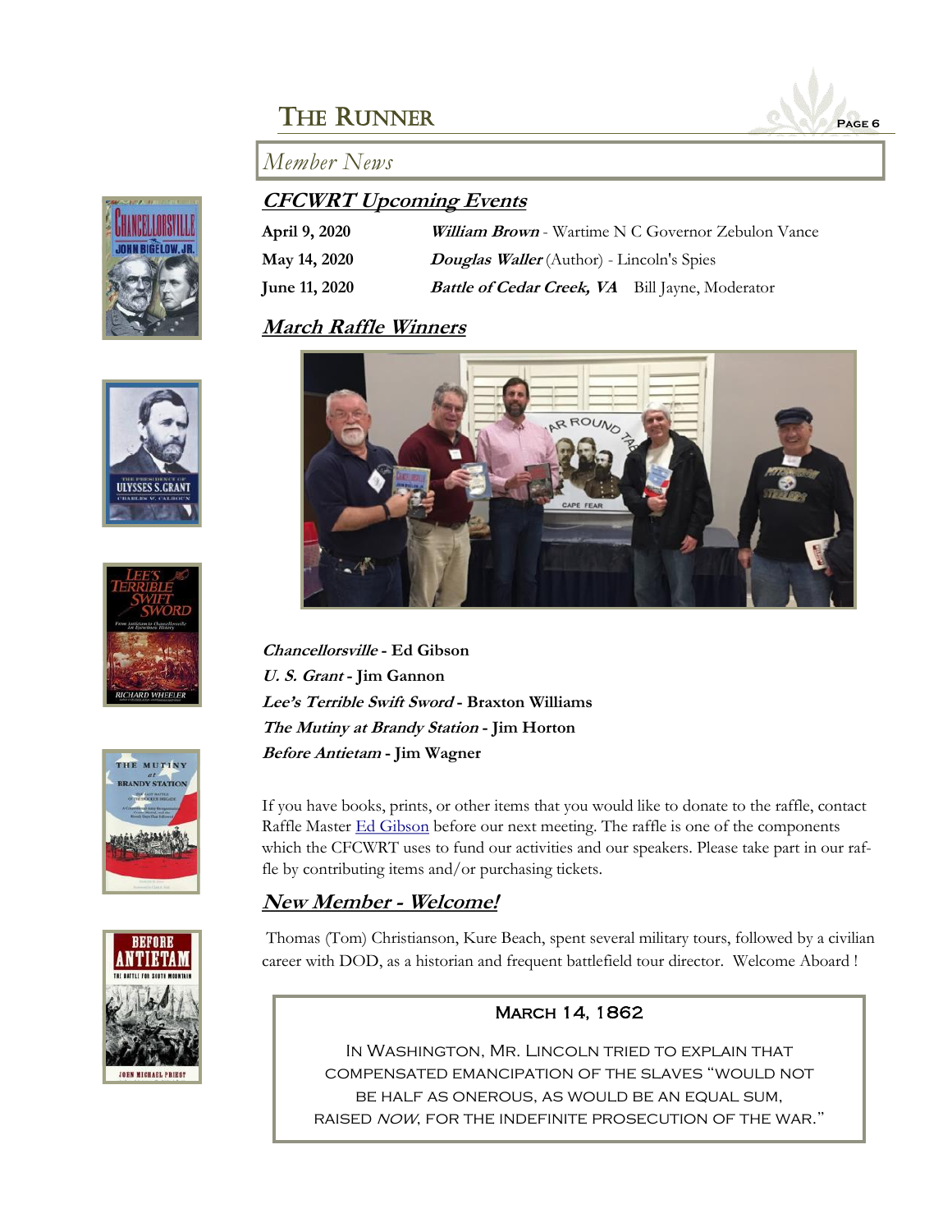## Member News

### *CFCWRT Upcoming Events*

| | |
|---|---|
| **April 9, 2020** | ***William Brown*** - Wartime N C Governor Zebulon Vance |
| **May 14, 2020** | ***Douglas Waller*** (Author) - Lincoln's Spies |
| **June 11, 2020** | ***Battle of Cedar Creek, VA*** Bill Jayne, Moderator |

### *March Raffle Winners*

***Chancellorsville*** **- Ed Gibson**
***U. S. Grant*** **- Jim Gannon**
***Lee's Terrible Swift Sword*** **- Braxton Williams**
***The Mutiny at Brandy Station*** **- Jim Horton**
***Before Antietam*** **- Jim Wagner**

If you have books, prints, or other items that you would like to donate to the raffle, contact Raffle Master Ed Gibson before our next meeting. The raffle is one of the components which the CFCWRT uses to fund our activities and our speakers. Please take part in our raffle by contributing items and/or purchasing tickets.

### *New Member - Welcome!*

Thomas (Tom) Christianson, Kure Beach, spent several military tours, followed by a civilian career with DOD, as a historian and frequent battlefield tour director. Welcome Aboard !

---

**March 14, 1862**

In Washington, Mr. Lincoln tried to explain that compensated emancipation of the slaves "would not be half as onerous, as would be an equal sum, raised *now*, for the indefinite prosecution of the war."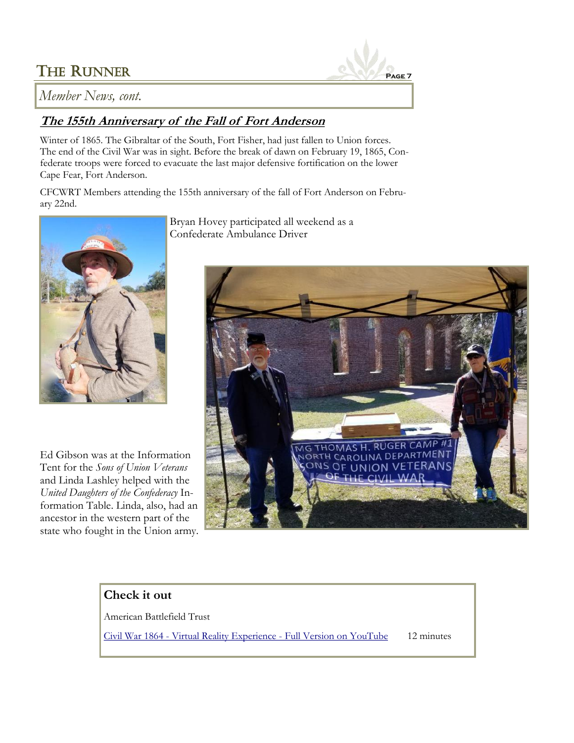*Member News, cont.*

## The 155th Anniversary of the Fall of Fort Anderson

Winter of 1865. The Gibraltar of the South, Fort Fisher, had just fallen to Union forces. The end of the Civil War was in sight. Before the break of dawn on February 19, 1865, Confederate troops were forced to evacuate the last major defensive fortification on the lower Cape Fear, Fort Anderson.

CFCWRT Members attending the 155th anniversary of the fall of Fort Anderson on February 22nd.

Bryan Hovey participated all weekend as a Confederate Ambulance Driver

Ed Gibson was at the Information Tent for the *Sons of Union Veterans* and Linda Lashley helped with the *United Daughters of the Confederacy* Information Table. Linda, also, had an ancestor in the western part of the state who fought in the Union army.

### Check it out

American Battlefield Trust

[Civil War 1864 - Virtual Reality Experience - Full Version on YouTube](#) 12 minutes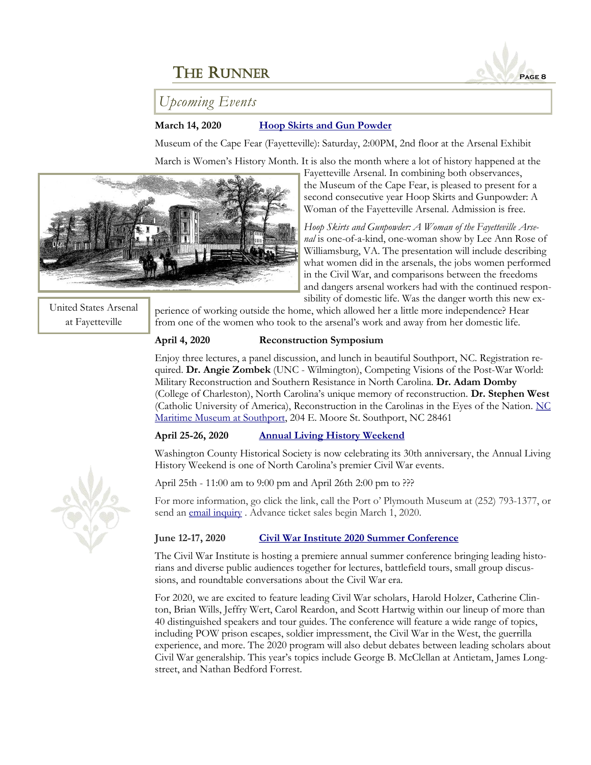## Upcoming Events

**March 14, 2020** **Hoop Skirts and Gun Powder**

Museum of the Cape Fear (Fayetteville): Saturday, 2:00PM, 2nd floor at the Arsenal Exhibit

March is Women's History Month. It is also the month where a lot of history happened at the Fayetteville Arsenal. In combining both observances, the Museum of the Cape Fear, is pleased to present for a second consecutive year Hoop Skirts and Gunpowder: A Woman of the Fayetteville Arsenal. Admission is free.

United States Arsenal at Fayetteville

*Hoop Skirts and Gunpowder: A Woman of the Fayetteville Arsenal* is one-of-a-kind, one-woman show by Lee Ann Rose of Williamsburg, VA. The presentation will include describing what women did in the arsenals, the jobs women performed in the Civil War, and comparisons between the freedoms and dangers arsenal workers had with the continued responsibility of domestic life. Was the danger worth this new experience of working outside the home, which allowed her a little more independence? Hear from one of the women who took to the arsenal's work and away from her domestic life.

**April 4, 2020** **Reconstruction Symposium**

Enjoy three lectures, a panel discussion, and lunch in beautiful Southport, NC. Registration required. **Dr. Angie Zombek** (UNC - Wilmington), Competing Visions of the Post-War World: Military Reconstruction and Southern Resistance in North Carolina. **Dr. Adam Domby** (College of Charleston), North Carolina's unique memory of reconstruction. **Dr. Stephen West** (Catholic University of America), Reconstruction in the Carolinas in the Eyes of the Nation. NC Maritime Museum at Southport, 204 E. Moore St. Southport, NC 28461

**April 25-26, 2020** **Annual Living History Weekend**

Washington County Historical Society is now celebrating its 30th anniversary, the Annual Living History Weekend is one of North Carolina's premier Civil War events.

April 25th - 11:00 am to 9:00 pm and April 26th 2:00 pm to ???

For more information, go click the link, call the Port o' Plymouth Museum at (252) 793-1377, or send an email inquiry . Advance ticket sales begin March 1, 2020.

**June 12-17, 2020** **Civil War Institute 2020 Summer Conference**

The Civil War Institute is hosting a premiere annual summer conference bringing leading historians and diverse public audiences together for lectures, battlefield tours, small group discussions, and roundtable conversations about the Civil War era.

For 2020, we are excited to feature leading Civil War scholars, Harold Holzer, Catherine Clinton, Brian Wills, Jeffry Wert, Carol Reardon, and Scott Hartwig within our lineup of more than 40 distinguished speakers and tour guides. The conference will feature a wide range of topics, including POW prison escapes, soldier impressment, the Civil War in the West, the guerrilla experience, and more. The 2020 program will also debut debates between leading scholars about Civil War generalship. This year's topics include George B. McClellan at Antietam, James Longstreet, and Nathan Bedford Forrest.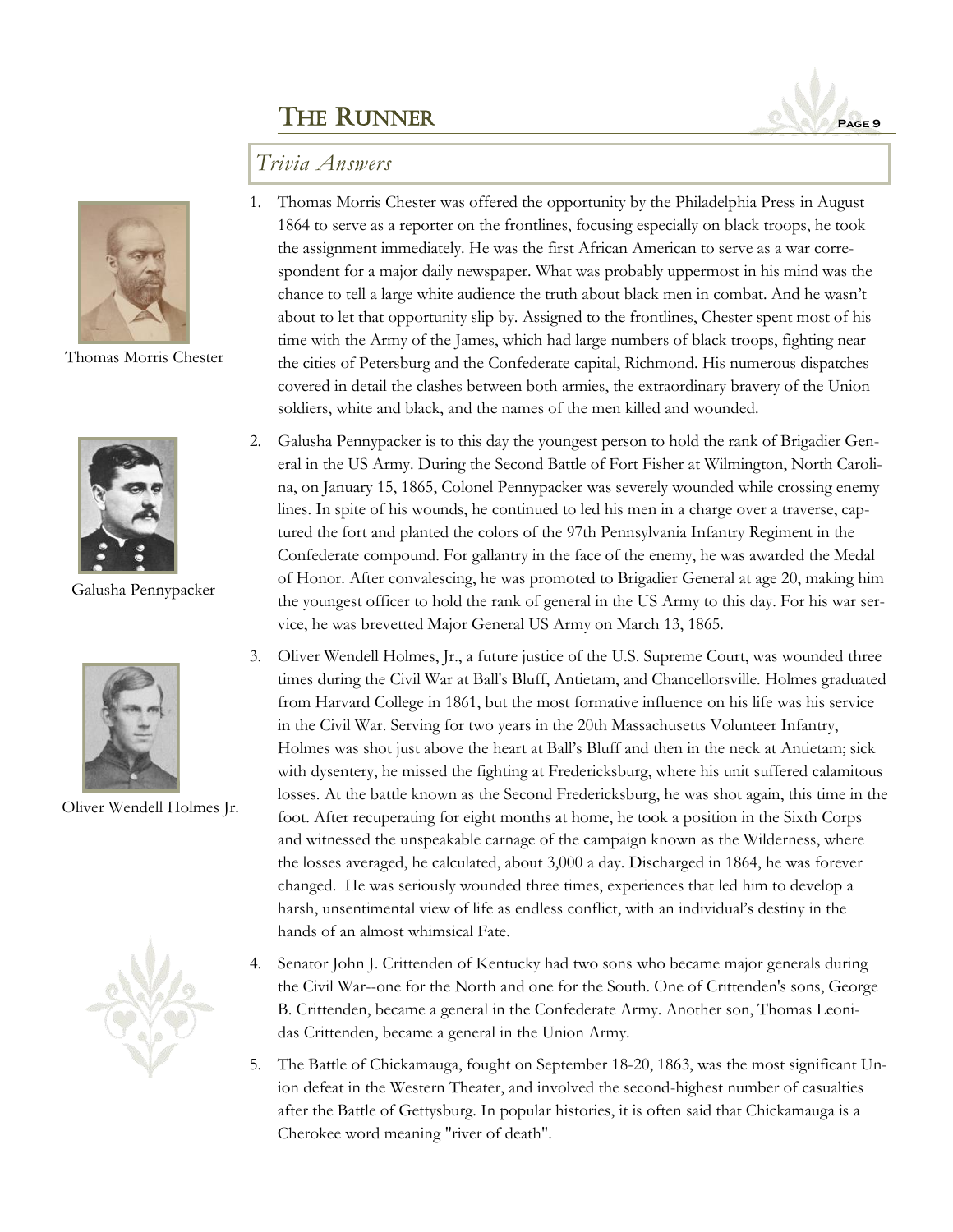## Trivia Answers

Thomas Morris Chester

Galusha Pennypacker

Oliver Wendell Holmes Jr.

1. Thomas Morris Chester was offered the opportunity by the Philadelphia Press in August 1864 to serve as a reporter on the frontlines, focusing especially on black troops, he took the assignment immediately. He was the first African American to serve as a war correspondent for a major daily newspaper. What was probably uppermost in his mind was the chance to tell a large white audience the truth about black men in combat. And he wasn't about to let that opportunity slip by. Assigned to the frontlines, Chester spent most of his time with the Army of the James, which had large numbers of black troops, fighting near the cities of Petersburg and the Confederate capital, Richmond. His numerous dispatches covered in detail the clashes between both armies, the extraordinary bravery of the Union soldiers, white and black, and the names of the men killed and wounded.

2. Galusha Pennypacker is to this day the youngest person to hold the rank of Brigadier General in the US Army. During the Second Battle of Fort Fisher at Wilmington, North Carolina, on January 15, 1865, Colonel Pennypacker was severely wounded while crossing enemy lines. In spite of his wounds, he continued to led his men in a charge over a traverse, captured the fort and planted the colors of the 97th Pennsylvania Infantry Regiment in the Confederate compound. For gallantry in the face of the enemy, he was awarded the Medal of Honor. After convalescing, he was promoted to Brigadier General at age 20, making him the youngest officer to hold the rank of general in the US Army to this day. For his war service, he was brevetted Major General US Army on March 13, 1865.

3. Oliver Wendell Holmes, Jr., a future justice of the U.S. Supreme Court, was wounded three times during the Civil War at Ball's Bluff, Antietam, and Chancellorsville. Holmes graduated from Harvard College in 1861, but the most formative influence on his life was his service in the Civil War. Serving for two years in the 20th Massachusetts Volunteer Infantry, Holmes was shot just above the heart at Ball's Bluff and then in the neck at Antietam; sick with dysentery, he missed the fighting at Fredericksburg, where his unit suffered calamitous losses. At the battle known as the Second Fredericksburg, he was shot again, this time in the foot. After recuperating for eight months at home, he took a position in the Sixth Corps and witnessed the unspeakable carnage of the campaign known as the Wilderness, where the losses averaged, he calculated, about 3,000 a day. Discharged in 1864, he was forever changed. He was seriously wounded three times, experiences that led him to develop a harsh, unsentimental view of life as endless conflict, with an individual's destiny in the hands of an almost whimsical Fate.

4. Senator John J. Crittenden of Kentucky had two sons who became major generals during the Civil War--one for the North and one for the South. One of Crittenden's sons, George B. Crittenden, became a general in the Confederate Army. Another son, Thomas Leonidas Crittenden, became a general in the Union Army.

5. The Battle of Chickamauga, fought on September 18-20, 1863, was the most significant Union defeat in the Western Theater, and involved the second-highest number of casualties after the Battle of Gettysburg. In popular histories, it is often said that Chickamauga is a Cherokee word meaning "river of death".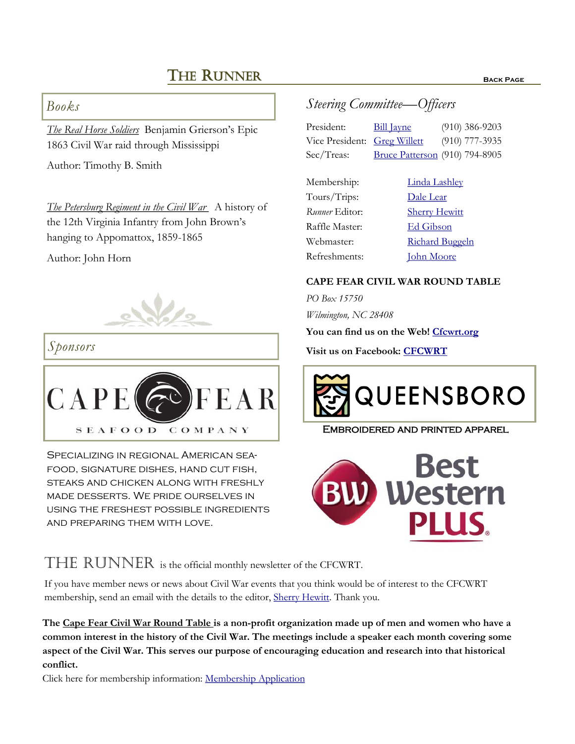## Books

*The Real Horse Soldiers* Benjamin Grierson's Epic 1863 Civil War raid through Mississippi

Author: Timothy B. Smith

*The Petersburg Regiment in the Civil War* A history of the 12th Virginia Infantry from John Brown's hanging to Appomattox, 1859-1865

Author: John Horn

## Sponsors

CAPE FEAR SEAFOOD COMPANY

Specializing in regional American seafood, signature dishes, hand cut fish, steaks and chicken along with freshly made desserts. We pride ourselves in using the freshest possible ingredients and preparing them with love.

## Steering Committee—Officers

| | | |
|---|---|---|
| President: | Bill Jayne | (910) 386-9203 |
| Vice President: | Greg Willett | (910) 777-3935 |
| Sec/Treas: | Bruce Patterson | (910) 794-8905 |

| | |
|---|---|
| Membership: | Linda Lashley |
| Tours/Trips: | Dale Lear |
| *Runner* Editor: | Sherry Hewitt |
| Raffle Master: | Ed Gibson |
| Webmaster: | Richard Buggeln |
| Refreshments: | John Moore |

**CAPE FEAR CIVIL WAR ROUND TABLE**

*PO Box 15750*

*Wilmington, NC 28408*

**You can find us on the Web! Cfcwrt.org**

**Visit us on Facebook: CFCWRT**

QUEENSBORO

Embroidered and Printed Apparel

BW Best Western PLUS

THE RUNNER is the official monthly newsletter of the CFCWRT.

If you have member news or news about Civil War events that you think would be of interest to the CFCWRT membership, send an email with the details to the editor, Sherry Hewitt. Thank you.

**The Cape Fear Civil War Round Table is a non-profit organization made up of men and women who have a common interest in the history of the Civil War. The meetings include a speaker each month covering some aspect of the Civil War. This serves our purpose of encouraging education and research into that historical conflict.**

Click here for membership information: Membership Application